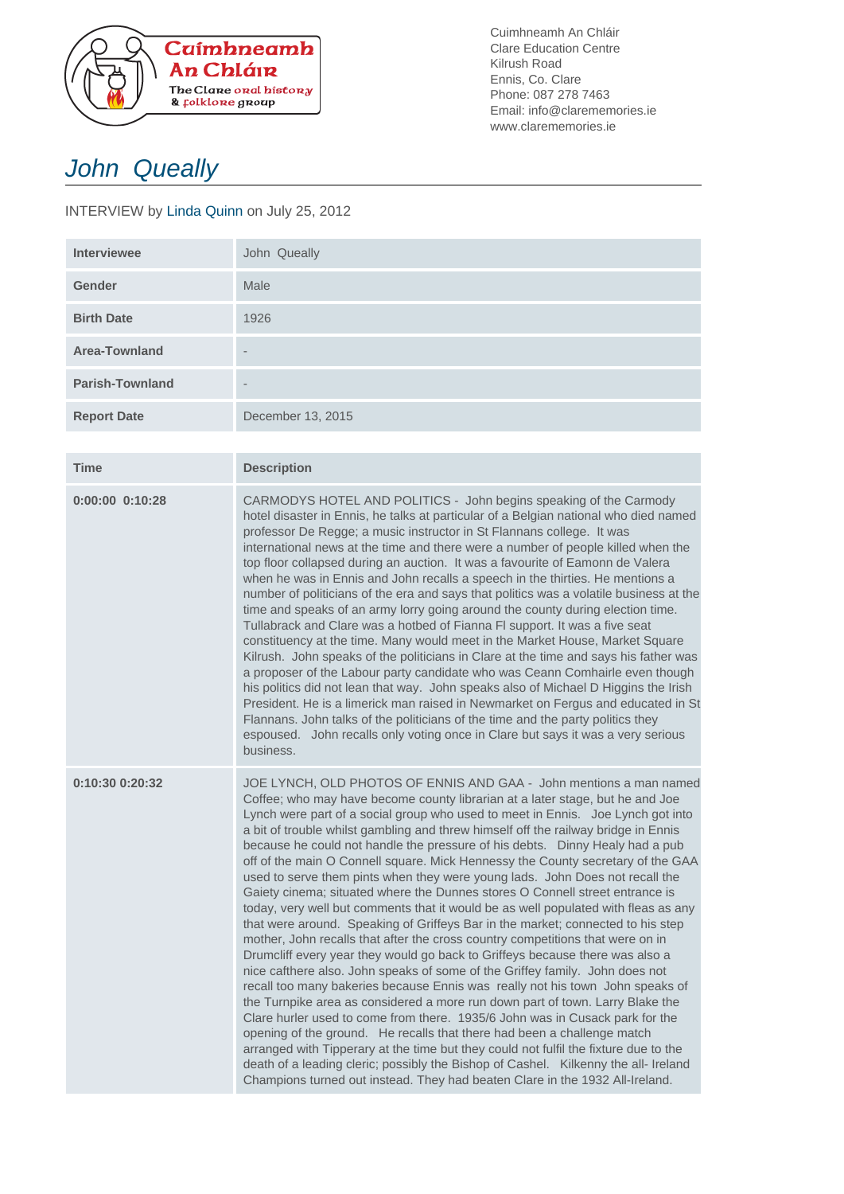Cuimhneamh An Chláir
The Clare oral history & folklore group

Cuimhneamh An Chláir
Clare Education Centre
Kilrush Road
Ennis, Co. Clare
Phone: 087 278 7463
Email: info@clarememories.ie
www.clarememories.ie

# John Queally

INTERVIEW by Linda Quinn on July 25, 2012

| | |
|---|---|
| **Interviewee** | John Queally |
| **Gender** | Male |
| **Birth Date** | 1926 |
| **Area-Townland** | - |
| **Parish-Townland** | - |
| **Report Date** | December 13, 2015 |

| Time | Description |
|---|---|
| **0:00:00 0:10:28** | CARMODYS HOTEL AND POLITICS - John begins speaking of the Carmody hotel disaster in Ennis, he talks at particular of a Belgian national who died named professor De Regge; a music instructor in St Flannans college. It was international news at the time and there were a number of people killed when the top floor collapsed during an auction. It was a favourite of Eamonn de Valera when he was in Ennis and John recalls a speech in the thirties. He mentions a number of politicians of the era and says that politics was a volatile business at the time and speaks of an army lorry going around the county during election time. Tullabrack and Clare was a hotbed of Fianna Fl support. It was a five seat constituency at the time. Many would meet in the Market House, Market Square Kilrush. John speaks of the politicians in Clare at the time and says his father was a proposer of the Labour party candidate who was Ceann Comhairle even though his politics did not lean that way. John speaks also of Michael D Higgins the Irish President. He is a limerick man raised in Newmarket on Fergus and educated in St Flannans. John talks of the politicians of the time and the party politics they espoused. John recalls only voting once in Clare but says it was a very serious business. |
| **0:10:30 0:20:32** | JOE LYNCH, OLD PHOTOS OF ENNIS AND GAA - John mentions a man named Coffee; who may have become county librarian at a later stage, but he and Joe Lynch were part of a social group who used to meet in Ennis. Joe Lynch got into a bit of trouble whilst gambling and threw himself off the railway bridge in Ennis because he could not handle the pressure of his debts. Dinny Healy had a pub off of the main O Connell square. Mick Hennessy the County secretary of the GAA used to serve them pints when they were young lads. John Does not recall the Gaiety cinema; situated where the Dunnes stores O Connell street entrance is today, very well but comments that it would be as well populated with fleas as any that were around. Speaking of Griffeys Bar in the market; connected to his step mother, John recalls that after the cross country competitions that were on in Drumcliff every year they would go back to Griffeys because there was also a nice cafthere also. John speaks of some of the Griffey family. John does not recall too many bakeries because Ennis was really not his town John speaks of the Turnpike area as considered a more run down part of town. Larry Blake the Clare hurler used to come from there. 1935/6 John was in Cusack park for the opening of the ground. He recalls that there had been a challenge match arranged with Tipperary at the time but they could not fulfil the fixture due to the death of a leading cleric; possibly the Bishop of Cashel. Kilkenny the all- Ireland Champions turned out instead. They had beaten Clare in the 1932 All-Ireland. |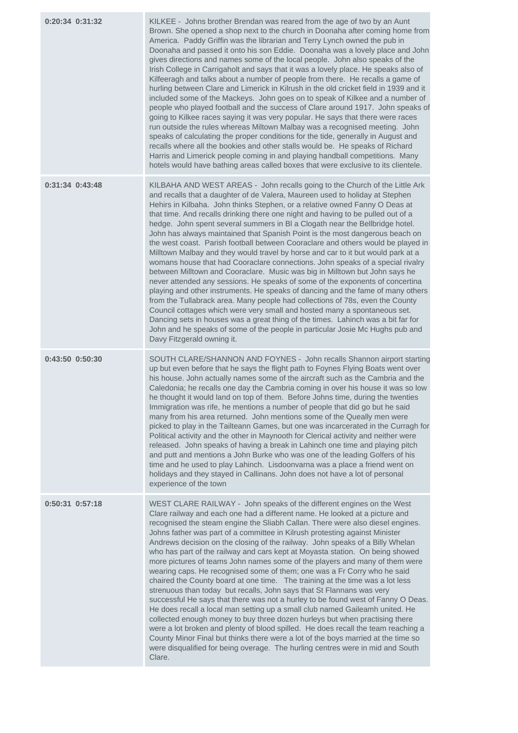| | |
|---|---|
| 0:20:34 0:31:32 | KILKEE - Johns brother Brendan was reared from the age of two by an Aunt Brown. She opened a shop next to the church in Doonaha after coming home from America. Paddy Griffin was the librarian and Terry Lynch owned the pub in Doonaha and passed it onto his son Eddie. Doonaha was a lovely place and John gives directions and names some of the local people. John also speaks of the Irish College in Carrigaholt and says that it was a lovely place. He speaks also of Kilfeeragh and talks about a number of people from there. He recalls a game of hurling between Clare and Limerick in Kilrush in the old cricket field in 1939 and it included some of the Mackeys. John goes on to speak of Kilkee and a number of people who played football and the success of Clare around 1917. John speaks of going to Kilkee races saying it was very popular. He says that there were races run outside the rules whereas Miltown Malbay was a recognised meeting. John speaks of calculating the proper conditions for the tide, generally in August and recalls where all the bookies and other stalls would be. He speaks of Richard Harris and Limerick people coming in and playing handball competitions. Many hotels would have bathing areas called boxes that were exclusive to its clientele. |
| 0:31:34 0:43:48 | KILBAHA AND WEST AREAS - John recalls going to the Church of the Little Ark and recalls that a daughter of de Valera, Maureen used to holiday at Stephen Hehirs in Kilbaha. John thinks Stephen, or a relative owned Fanny O Deas at that time. And recalls drinking there one night and having to be pulled out of a hedge. John spent several summers in Bl a Clogath near the Bellbridge hotel. John has always maintained that Spanish Point is the most dangerous beach on the west coast. Parish football between Cooraclare and others would be played in Milltown Malbay and they would travel by horse and car to it but would park at a womans house that had Cooraclare connections. John speaks of a special rivalry between Milltown and Cooraclare. Music was big in Milltown but John says he never attended any sessions. He speaks of some of the exponents of concertina playing and other instruments. He speaks of dancing and the fame of many others from the Tullabrack area. Many people had collections of 78s, even the County Council cottages which were very small and hosted many a spontaneous set. Dancing sets in houses was a great thing of the times. Lahinch was a bit far for John and he speaks of some of the people in particular Josie Mc Hughs pub and Davy Fitzgerald owning it. |
| 0:43:50 0:50:30 | SOUTH CLARE/SHANNON AND FOYNES - John recalls Shannon airport starting up but even before that he says the flight path to Foynes Flying Boats went over his house. John actually names some of the aircraft such as the Cambria and the Caledonia; he recalls one day the Cambria coming in over his house it was so low he thought it would land on top of them. Before Johns time, during the twenties Immigration was rife, he mentions a number of people that did go but he said many from his area returned. John mentions some of the Queally men were picked to play in the Tailteann Games, but one was incarcerated in the Curragh for Political activity and the other in Maynooth for Clerical activity and neither were released. John speaks of having a break in Lahinch one time and playing pitch and putt and mentions a John Burke who was one of the leading Golfers of his time and he used to play Lahinch. Lisdoonvarna was a place a friend went on holidays and they stayed in Callinans. John does not have a lot of personal experience of the town |
| 0:50:31 0:57:18 | WEST CLARE RAILWAY - John speaks of the different engines on the West Clare railway and each one had a different name. He looked at a picture and recognised the steam engine the Sliabh Callan. There were also diesel engines. Johns father was part of a committee in Kilrush protesting against Minister Andrews decision on the closing of the railway. John speaks of a Billy Whelan who has part of the railway and cars kept at Moyasta station. On being showed more pictures of teams John names some of the players and many of them were wearing caps. He recognised some of them; one was a Fr Corry who he said chaired the County board at one time. The training at the time was a lot less strenuous than today but recalls, John says that St Flannans was very successful He says that there was not a hurley to be found west of Fanny O Deas. He does recall a local man setting up a small club named Gaileamh united. He collected enough money to buy three dozen hurleys but when practising there were a lot broken and plenty of blood spilled. He does recall the team reaching a County Minor Final but thinks there were a lot of the boys married at the time so were disqualified for being overage. The hurling centres were in mid and South Clare. |